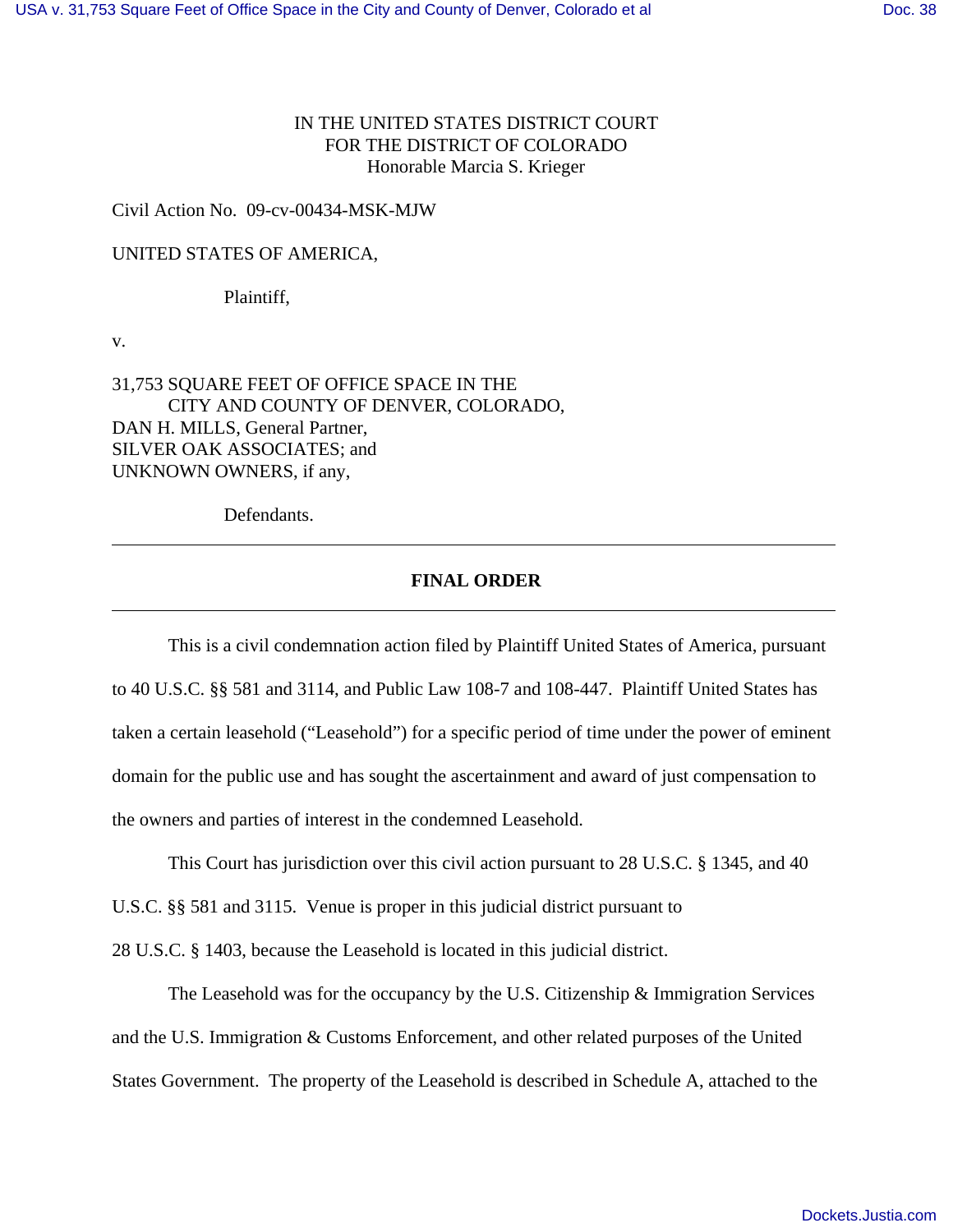IN THE UNITED STATES DISTRICT COURT
FOR THE DISTRICT OF COLORADO
Honorable Marcia S. Krieger

Civil Action No. 09-cv-00434-MSK-MJW

UNITED STATES OF AMERICA,

Plaintiff,

v.

31,753 SQUARE FEET OF OFFICE SPACE IN THE
CITY AND COUNTY OF DENVER, COLORADO,
DAN H. MILLS, General Partner,
SILVER OAK ASSOCIATES; and
UNKNOWN OWNERS, if any,

Defendants.

---

**FINAL ORDER**

---

This is a civil condemnation action filed by Plaintiff United States of America, pursuant to 40 U.S.C. §§ 581 and 3114, and Public Law 108-7 and 108-447. Plaintiff United States has taken a certain leasehold ("Leasehold") for a specific period of time under the power of eminent domain for the public use and has sought the ascertainment and award of just compensation to the owners and parties of interest in the condemned Leasehold.

This Court has jurisdiction over this civil action pursuant to 28 U.S.C. § 1345, and 40 U.S.C. §§ 581 and 3115. Venue is proper in this judicial district pursuant to 28 U.S.C. § 1403, because the Leasehold is located in this judicial district.

The Leasehold was for the occupancy by the U.S. Citizenship & Immigration Services and the U.S. Immigration & Customs Enforcement, and other related purposes of the United States Government. The property of the Leasehold is described in Schedule A, attached to the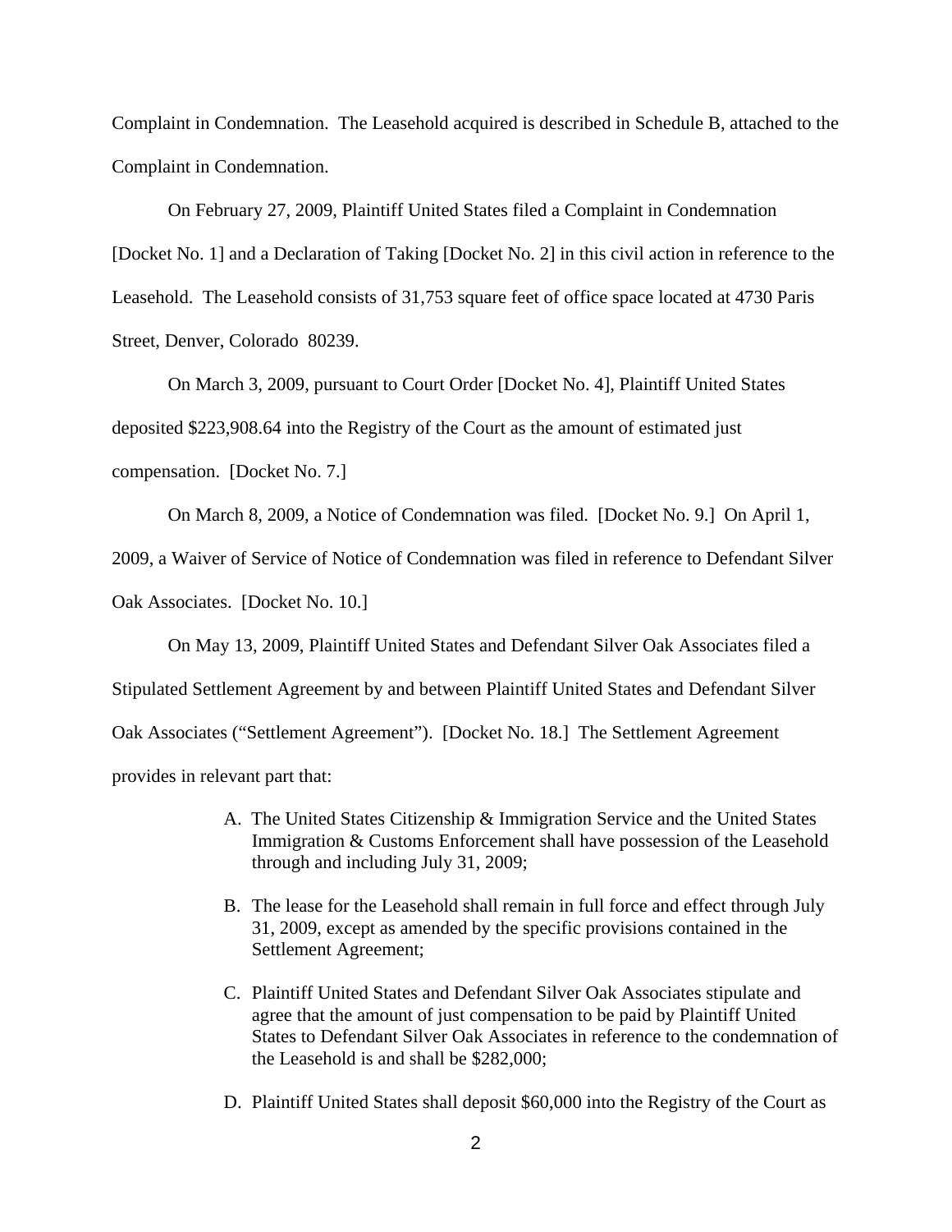Complaint in Condemnation. The Leasehold acquired is described in Schedule B, attached to the Complaint in Condemnation.

On February 27, 2009, Plaintiff United States filed a Complaint in Condemnation [Docket No. 1] and a Declaration of Taking [Docket No. 2] in this civil action in reference to the Leasehold. The Leasehold consists of 31,753 square feet of office space located at 4730 Paris Street, Denver, Colorado 80239.

On March 3, 2009, pursuant to Court Order [Docket No. 4], Plaintiff United States deposited $223,908.64 into the Registry of the Court as the amount of estimated just compensation. [Docket No. 7.]

On March 8, 2009, a Notice of Condemnation was filed. [Docket No. 9.] On April 1, 2009, a Waiver of Service of Notice of Condemnation was filed in reference to Defendant Silver Oak Associates. [Docket No. 10.]

On May 13, 2009, Plaintiff United States and Defendant Silver Oak Associates filed a Stipulated Settlement Agreement by and between Plaintiff United States and Defendant Silver Oak Associates ("Settlement Agreement"). [Docket No. 18.] The Settlement Agreement provides in relevant part that:

A. The United States Citizenship & Immigration Service and the United States Immigration & Customs Enforcement shall have possession of the Leasehold through and including July 31, 2009;

B. The lease for the Leasehold shall remain in full force and effect through July 31, 2009, except as amended by the specific provisions contained in the Settlement Agreement;

C. Plaintiff United States and Defendant Silver Oak Associates stipulate and agree that the amount of just compensation to be paid by Plaintiff United States to Defendant Silver Oak Associates in reference to the condemnation of the Leasehold is and shall be $282,000;

D. Plaintiff United States shall deposit $60,000 into the Registry of the Court as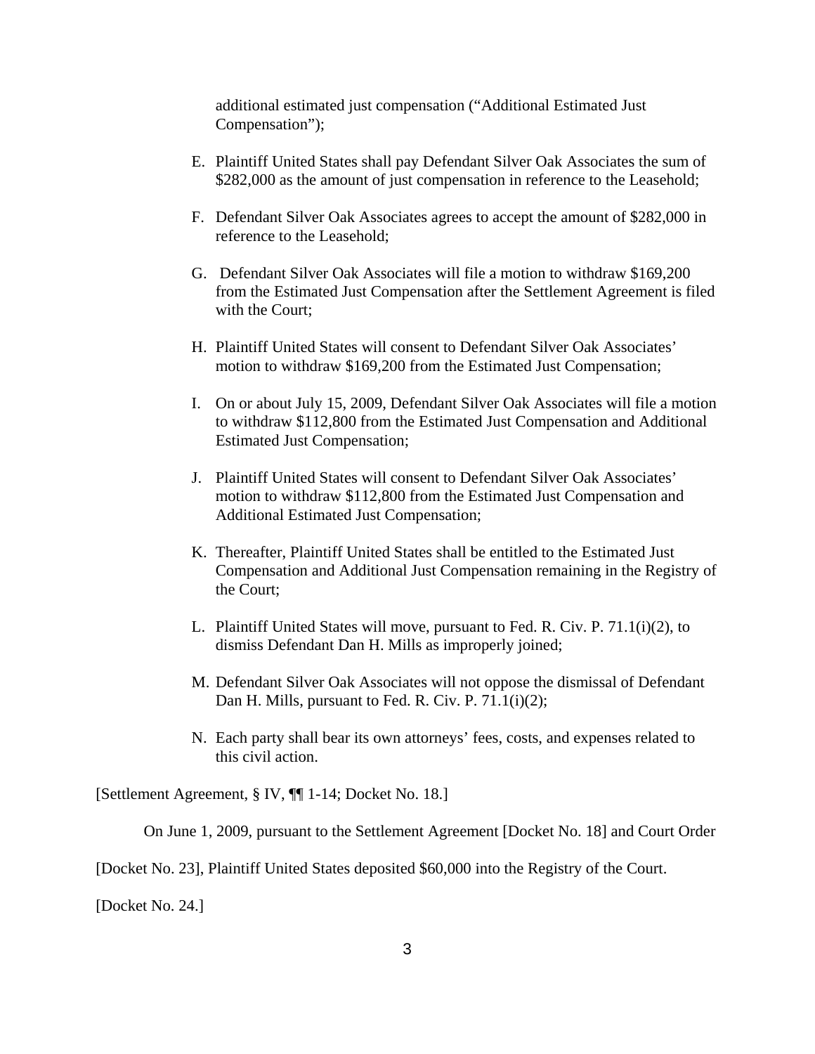additional estimated just compensation ("Additional Estimated Just Compensation");

E. Plaintiff United States shall pay Defendant Silver Oak Associates the sum of $282,000 as the amount of just compensation in reference to the Leasehold;

F. Defendant Silver Oak Associates agrees to accept the amount of $282,000 in reference to the Leasehold;

G. Defendant Silver Oak Associates will file a motion to withdraw $169,200 from the Estimated Just Compensation after the Settlement Agreement is filed with the Court;

H. Plaintiff United States will consent to Defendant Silver Oak Associates' motion to withdraw $169,200 from the Estimated Just Compensation;

I. On or about July 15, 2009, Defendant Silver Oak Associates will file a motion to withdraw $112,800 from the Estimated Just Compensation and Additional Estimated Just Compensation;

J. Plaintiff United States will consent to Defendant Silver Oak Associates' motion to withdraw $112,800 from the Estimated Just Compensation and Additional Estimated Just Compensation;

K. Thereafter, Plaintiff United States shall be entitled to the Estimated Just Compensation and Additional Just Compensation remaining in the Registry of the Court;

L. Plaintiff United States will move, pursuant to Fed. R. Civ. P. 71.1(i)(2), to dismiss Defendant Dan H. Mills as improperly joined;

M. Defendant Silver Oak Associates will not oppose the dismissal of Defendant Dan H. Mills, pursuant to Fed. R. Civ. P. 71.1(i)(2);

N. Each party shall bear its own attorneys' fees, costs, and expenses related to this civil action.

[Settlement Agreement, § IV, ¶¶ 1-14; Docket No. 18.]

On June 1, 2009, pursuant to the Settlement Agreement [Docket No. 18] and Court Order [Docket No. 23], Plaintiff United States deposited $60,000 into the Registry of the Court. [Docket No. 24.]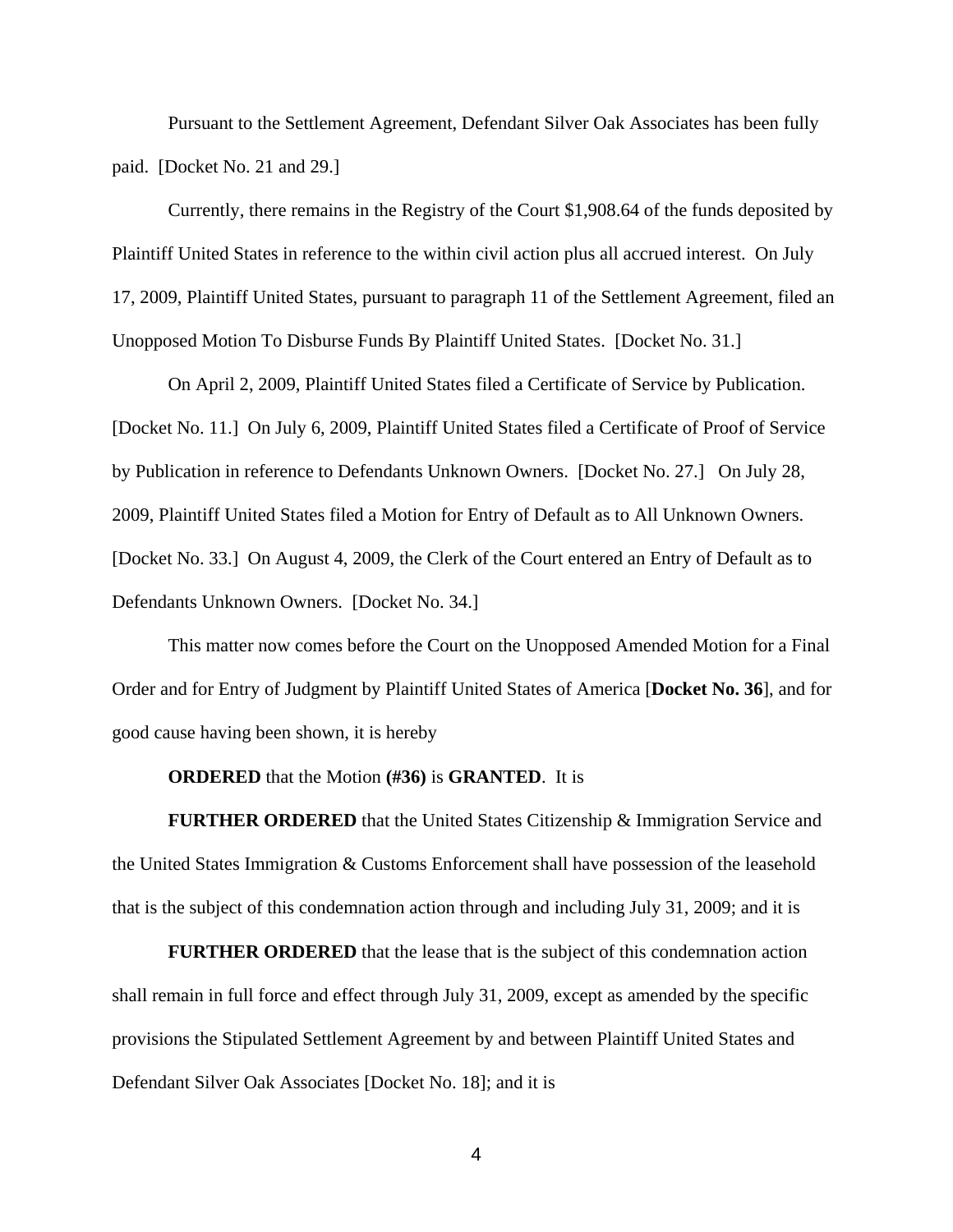Pursuant to the Settlement Agreement, Defendant Silver Oak Associates has been fully paid. [Docket No. 21 and 29.]

Currently, there remains in the Registry of the Court $1,908.64 of the funds deposited by Plaintiff United States in reference to the within civil action plus all accrued interest. On July 17, 2009, Plaintiff United States, pursuant to paragraph 11 of the Settlement Agreement, filed an Unopposed Motion To Disburse Funds By Plaintiff United States. [Docket No. 31.]

On April 2, 2009, Plaintiff United States filed a Certificate of Service by Publication. [Docket No. 11.] On July 6, 2009, Plaintiff United States filed a Certificate of Proof of Service by Publication in reference to Defendants Unknown Owners. [Docket No. 27.] On July 28, 2009, Plaintiff United States filed a Motion for Entry of Default as to All Unknown Owners. [Docket No. 33.] On August 4, 2009, the Clerk of the Court entered an Entry of Default as to Defendants Unknown Owners. [Docket No. 34.]

This matter now comes before the Court on the Unopposed Amended Motion for a Final Order and for Entry of Judgment by Plaintiff United States of America [**Docket No. 36**], and for good cause having been shown, it is hereby

**ORDERED** that the Motion **(#36)** is **GRANTED**. It is

**FURTHER ORDERED** that the United States Citizenship & Immigration Service and the United States Immigration & Customs Enforcement shall have possession of the leasehold that is the subject of this condemnation action through and including July 31, 2009; and it is

**FURTHER ORDERED** that the lease that is the subject of this condemnation action shall remain in full force and effect through July 31, 2009, except as amended by the specific provisions the Stipulated Settlement Agreement by and between Plaintiff United States and Defendant Silver Oak Associates [Docket No. 18]; and it is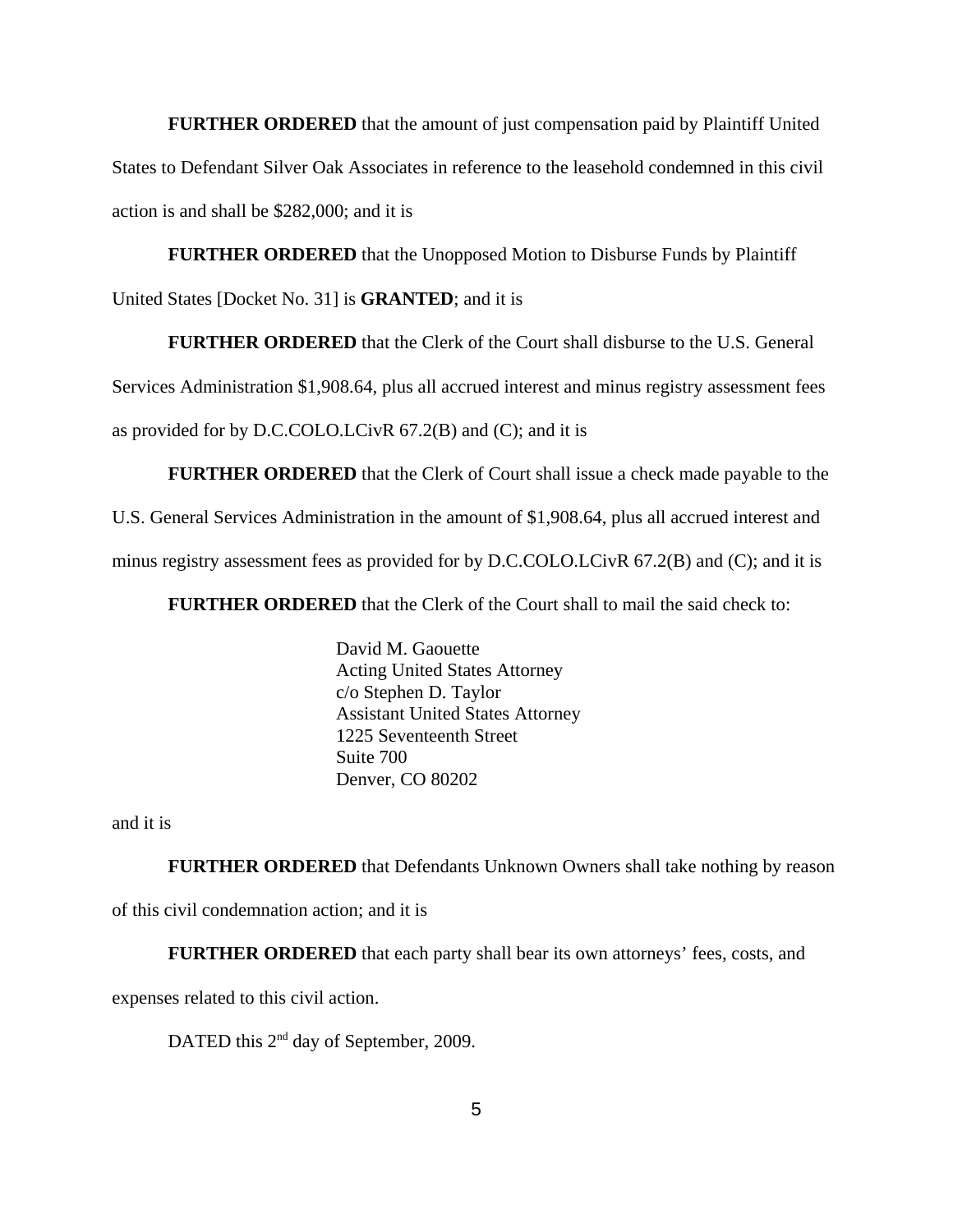**FURTHER ORDERED** that the amount of just compensation paid by Plaintiff United States to Defendant Silver Oak Associates in reference to the leasehold condemned in this civil action is and shall be $282,000; and it is

**FURTHER ORDERED** that the Unopposed Motion to Disburse Funds by Plaintiff United States [Docket No. 31] is **GRANTED**; and it is

**FURTHER ORDERED** that the Clerk of the Court shall disburse to the U.S. General Services Administration $1,908.64, plus all accrued interest and minus registry assessment fees as provided for by D.C.COLO.LCivR 67.2(B) and (C); and it is

**FURTHER ORDERED** that the Clerk of Court shall issue a check made payable to the U.S. General Services Administration in the amount of $1,908.64, plus all accrued interest and minus registry assessment fees as provided for by D.C.COLO.LCivR 67.2(B) and (C); and it is

**FURTHER ORDERED** that the Clerk of the Court shall to mail the said check to:

> David M. Gaouette
> Acting United States Attorney
> c/o Stephen D. Taylor
> Assistant United States Attorney
> 1225 Seventeenth Street
> Suite 700
> Denver, CO 80202

and it is

**FURTHER ORDERED** that Defendants Unknown Owners shall take nothing by reason of this civil condemnation action; and it is

**FURTHER ORDERED** that each party shall bear its own attorneys' fees, costs, and expenses related to this civil action.

DATED this 2nd day of September, 2009.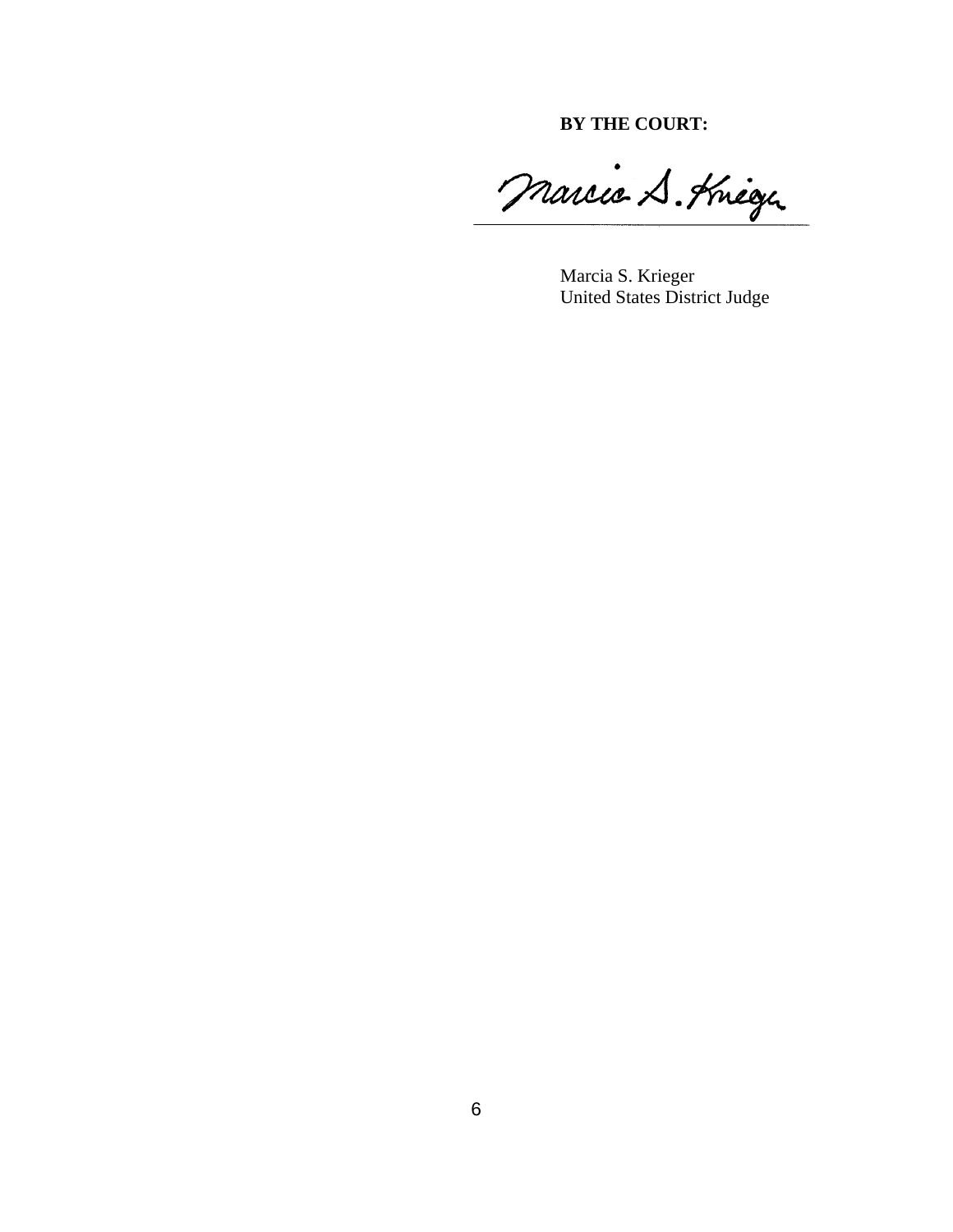**BY THE COURT:**

Marcia S. Krieger
United States District Judge